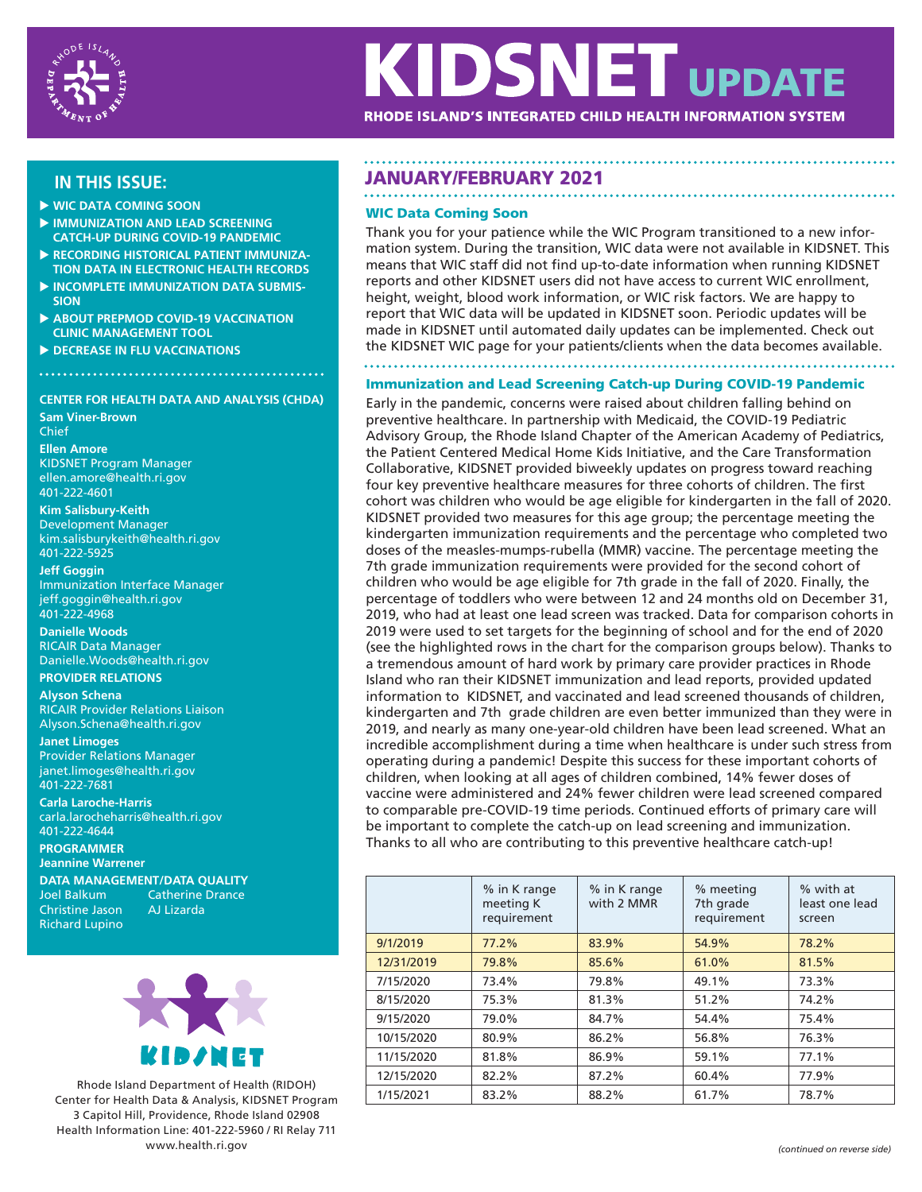# KIDSNET UPDATE

**RHODE ISLAND'S INTEGRATED CHILD HEALTH INFORMATION SYSTEM**

## IN THIS ISSUE:

- WIC DATA COMING SOON
- IMMUNIZATION AND LEAD SCREENING CATCH-UP DURING COVID-19 PANDEMIC
- RECORDING HISTORICAL PATIENT IMMUNIZATION DATA IN ELECTRONIC HEALTH RECORDS
- INCOMPLETE IMMUNIZATION DATA SUBMISSION
- ABOUT PREPMOD COVID-19 VACCINATION CLINIC MANAGEMENT TOOL
- DECREASE IN FLU VACCINATIONS

**CENTER FOR HEALTH DATA AND ANALYSIS (CHDA)**

**Sam Viner-Brown**
Chief

**Ellen Amore**
KIDSNET Program Manager
ellen.amore@health.ri.gov
401-222-4601

**Kim Salisbury-Keith**
Development Manager
kim.salisburykeith@health.ri.gov
401-222-5925

**Jeff Goggin**
Immunization Interface Manager
jeff.goggin@health.ri.gov
401-222-4968

**Danielle Woods**
RICAIR Data Manager
Danielle.Woods@health.ri.gov

**PROVIDER RELATIONS**

**Alyson Schena**
RICAIR Provider Relations Liaison
Alyson.Schena@health.ri.gov

**Janet Limoges**
Provider Relations Manager
janet.limoges@health.ri.gov
401-222-7681

**Carla Laroche-Harris**
carla.larocheharris@health.ri.gov
401-222-4644

**PROGRAMMER**
**Jeannine Warrener**

**DATA MANAGEMENT/DATA QUALITY**
Joel Balkum
Christine Jason
Richard Lupino
Catherine Drance
AJ Lizarda

Rhode Island Department of Health (RIDOH)
Center for Health Data & Analysis, KIDSNET Program
3 Capitol Hill, Providence, Rhode Island 02908
Health Information Line: 401-222-5960 / RI Relay 711
www.health.ri.gov

## JANUARY/FEBRUARY 2021

### WIC Data Coming Soon

Thank you for your patience while the WIC Program transitioned to a new information system. During the transition, WIC data were not available in KIDSNET. This means that WIC staff did not find up-to-date information when running KIDSNET reports and other KIDSNET users did not have access to current WIC enrollment, height, weight, blood work information, or WIC risk factors. We are happy to report that WIC data will be updated in KIDSNET soon. Periodic updates will be made in KIDSNET until automated daily updates can be implemented. Check out the KIDSNET WIC page for your patients/clients when the data becomes available.

### Immunization and Lead Screening Catch-up During COVID-19 Pandemic

Early in the pandemic, concerns were raised about children falling behind on preventive healthcare. In partnership with Medicaid, the COVID-19 Pediatric Advisory Group, the Rhode Island Chapter of the American Academy of Pediatrics, the Patient Centered Medical Home Kids Initiative, and the Care Transformation Collaborative, KIDSNET provided biweekly updates on progress toward reaching four key preventive healthcare measures for three cohorts of children. The first cohort was children who would be age eligible for kindergarten in the fall of 2020. KIDSNET provided two measures for this age group; the percentage meeting the kindergarten immunization requirements and the percentage who completed two doses of the measles-mumps-rubella (MMR) vaccine. The percentage meeting the 7th grade immunization requirements were provided for the second cohort of children who would be age eligible for 7th grade in the fall of 2020. Finally, the percentage of toddlers who were between 12 and 24 months old on December 31, 2019, who had at least one lead screen was tracked. Data for comparison cohorts in 2019 were used to set targets for the beginning of school and for the end of 2020 (see the highlighted rows in the chart for the comparison groups below). Thanks to a tremendous amount of hard work by primary care provider practices in Rhode Island who ran their KIDSNET immunization and lead reports, provided updated information to KIDSNET, and vaccinated and lead screened thousands of children, kindergarten and 7th grade children are even better immunized than they were in 2019, and nearly as many one-year-old children have been lead screened. What an incredible accomplishment during a time when healthcare is under such stress from operating during a pandemic! Despite this success for these important cohorts of children, when looking at all ages of children combined, 14% fewer doses of vaccine were administered and 24% fewer children were lead screened compared to comparable pre-COVID-19 time periods. Continued efforts of primary care will be important to complete the catch-up on lead screening and immunization. Thanks to all who are contributing to this preventive healthcare catch-up!

| | % in K range meeting K requirement | % in K range with 2 MMR | % meeting 7th grade requirement | % with at least one lead screen |
|---|---|---|---|---|
| 9/1/2019 | 77.2% | 83.9% | 54.9% | 78.2% |
| 12/31/2019 | 79.8% | 85.6% | 61.0% | 81.5% |
| 7/15/2020 | 73.4% | 79.8% | 49.1% | 73.3% |
| 8/15/2020 | 75.3% | 81.3% | 51.2% | 74.2% |
| 9/15/2020 | 79.0% | 84.7% | 54.4% | 75.4% |
| 10/15/2020 | 80.9% | 86.2% | 56.8% | 76.3% |
| 11/15/2020 | 81.8% | 86.9% | 59.1% | 77.1% |
| 12/15/2020 | 82.2% | 87.2% | 60.4% | 77.9% |
| 1/15/2021 | 83.2% | 88.2% | 61.7% | 78.7% |

*(continued on reverse side)*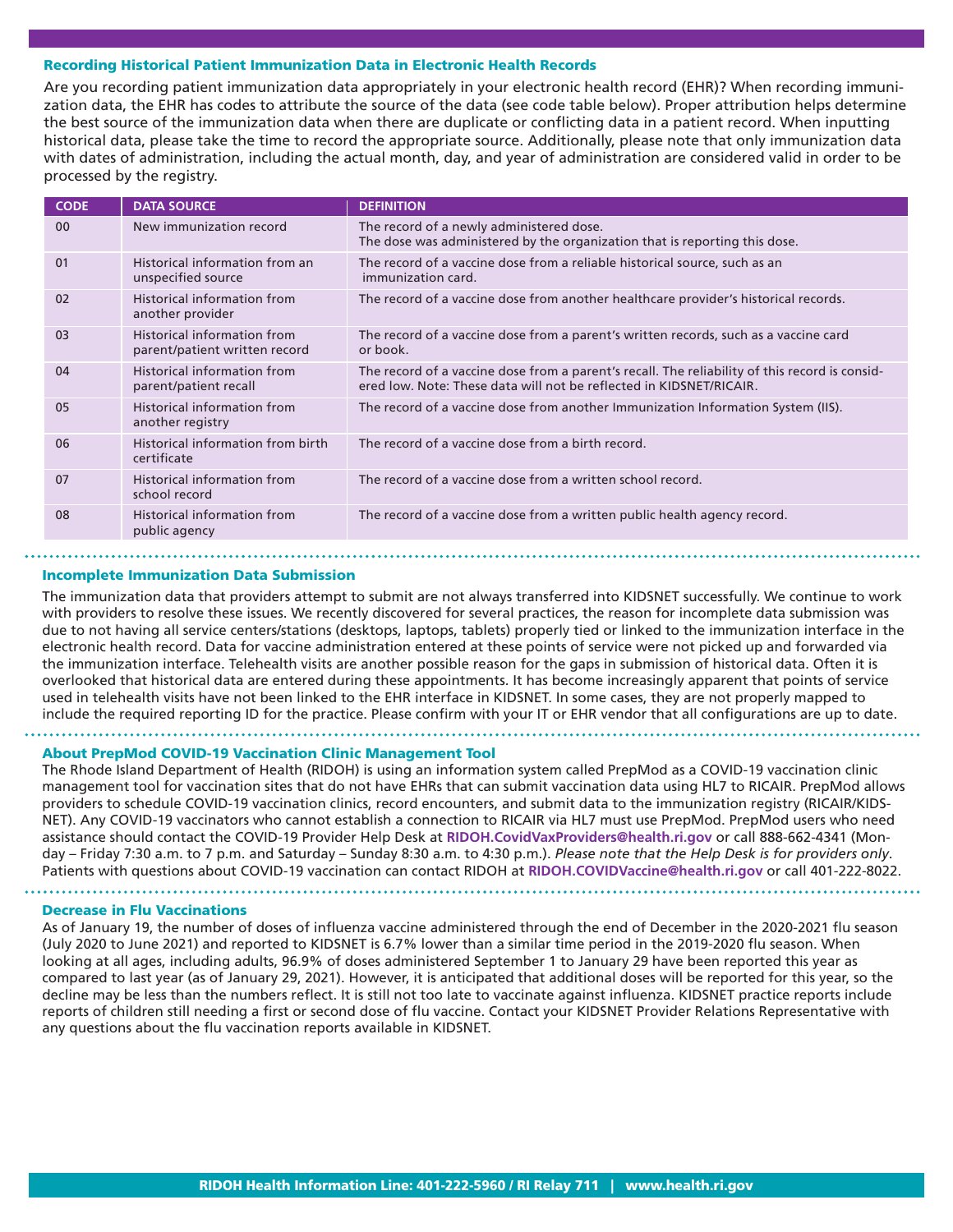### Recording Historical Patient Immunization Data in Electronic Health Records

Are you recording patient immunization data appropriately in your electronic health record (EHR)? When recording immunization data, the EHR has codes to attribute the source of the data (see code table below). Proper attribution helps determine the best source of the immunization data when there are duplicate or conflicting data in a patient record. When inputting historical data, please take the time to record the appropriate source. Additionally, please note that only immunization data with dates of administration, including the actual month, day, and year of administration are considered valid in order to be processed by the registry.

| CODE | DATA SOURCE | DEFINITION |
|---|---|---|
| 00 | New immunization record | The record of a newly administered dose. The dose was administered by the organization that is reporting this dose. |
| 01 | Historical information from an unspecified source | The record of a vaccine dose from a reliable historical source, such as an immunization card. |
| 02 | Historical information from another provider | The record of a vaccine dose from another healthcare provider's historical records. |
| 03 | Historical information from parent/patient written record | The record of a vaccine dose from a parent's written records, such as a vaccine card or book. |
| 04 | Historical information from parent/patient recall | The record of a vaccine dose from a parent's recall. The reliability of this record is considered low. Note: These data will not be reflected in KIDSNET/RICAIR. |
| 05 | Historical information from another registry | The record of a vaccine dose from another Immunization Information System (IIS). |
| 06 | Historical information from birth certificate | The record of a vaccine dose from a birth record. |
| 07 | Historical information from school record | The record of a vaccine dose from a written school record. |
| 08 | Historical information from public agency | The record of a vaccine dose from a written public health agency record. |

### Incomplete Immunization Data Submission

The immunization data that providers attempt to submit are not always transferred into KIDSNET successfully. We continue to work with providers to resolve these issues. We recently discovered for several practices, the reason for incomplete data submission was due to not having all service centers/stations (desktops, laptops, tablets) properly tied or linked to the immunization interface in the electronic health record. Data for vaccine administration entered at these points of service were not picked up and forwarded via the immunization interface. Telehealth visits are another possible reason for the gaps in submission of historical data. Often it is overlooked that historical data are entered during these appointments. It has become increasingly apparent that points of service used in telehealth visits have not been linked to the EHR interface in KIDSNET. In some cases, they are not properly mapped to include the required reporting ID for the practice. Please confirm with your IT or EHR vendor that all configurations are up to date.

### About PrepMod COVID-19 Vaccination Clinic Management Tool

The Rhode Island Department of Health (RIDOH) is using an information system called PrepMod as a COVID-19 vaccination clinic management tool for vaccination sites that do not have EHRs that can submit vaccination data using HL7 to RICAIR. PrepMod allows providers to schedule COVID-19 vaccination clinics, record encounters, and submit data to the immunization registry (RICAIR/KIDSNET). Any COVID-19 vaccinators who cannot establish a connection to RICAIR via HL7 must use PrepMod. PrepMod users who need assistance should contact the COVID-19 Provider Help Desk at **RIDOH.CovidVaxProviders@health.ri.gov** or call 888-662-4341 (Monday – Friday 7:30 a.m. to 7 p.m. and Saturday – Sunday 8:30 a.m. to 4:30 p.m.). *Please note that the Help Desk is for providers only*. Patients with questions about COVID-19 vaccination can contact RIDOH at **RIDOH.COVIDVaccine@health.ri.gov** or call 401-222-8022.

### Decrease in Flu Vaccinations

As of January 19, the number of doses of influenza vaccine administered through the end of December in the 2020-2021 flu season (July 2020 to June 2021) and reported to KIDSNET is 6.7% lower than a similar time period in the 2019-2020 flu season. When looking at all ages, including adults, 96.9% of doses administered September 1 to January 29 have been reported this year as compared to last year (as of January 29, 2021). However, it is anticipated that additional doses will be reported for this year, so the decline may be less than the numbers reflect. It is still not too late to vaccinate against influenza. KIDSNET practice reports include reports of children still needing a first or second dose of flu vaccine. Contact your KIDSNET Provider Relations Representative with any questions about the flu vaccination reports available in KIDSNET.

**RIDOH Health Information Line: 401-222-5960 / RI Relay 711 | www.health.ri.gov**